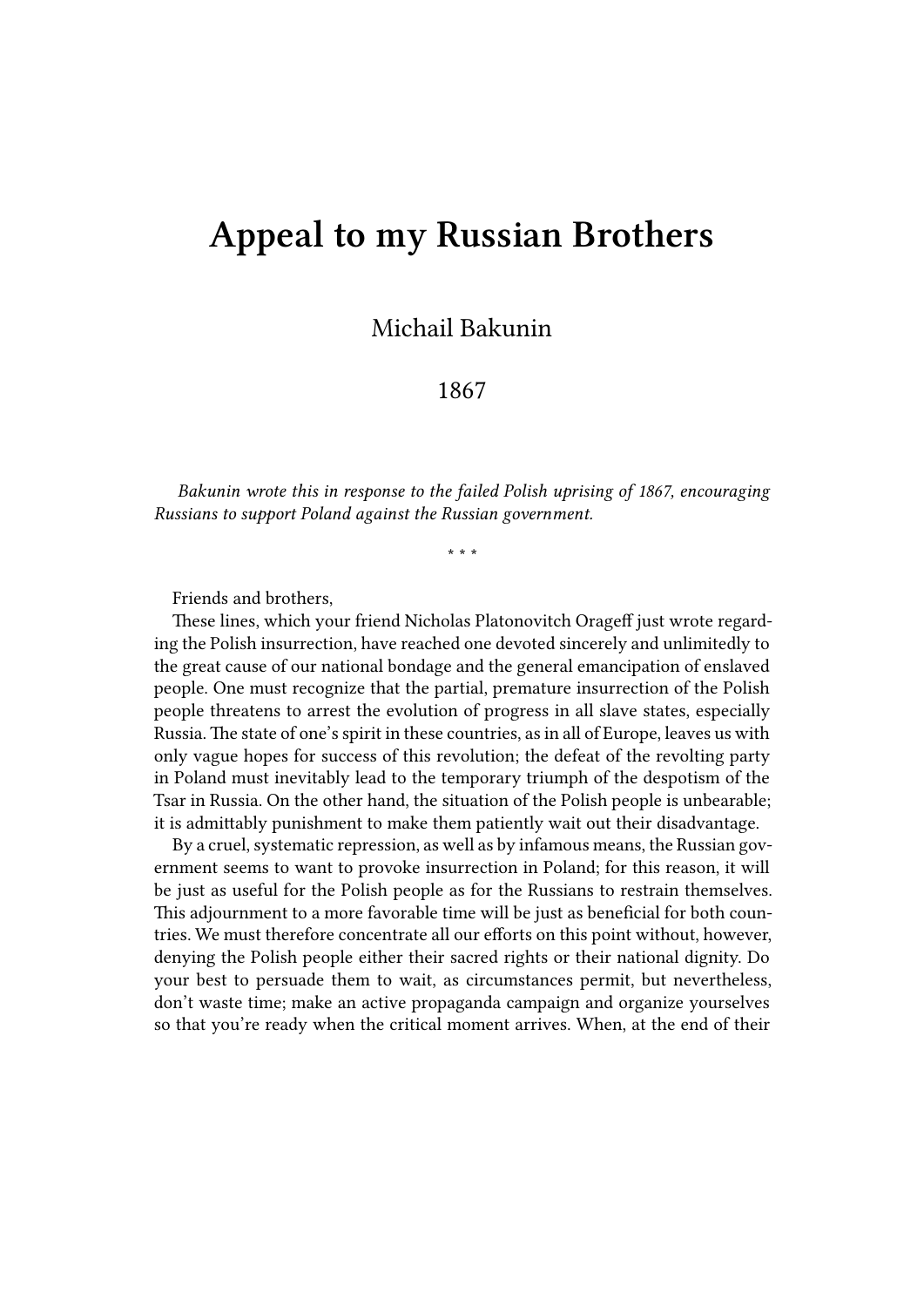# Appeal to my Russian Brothers

Michail Bakunin

1867

*Bakunin wrote this in response to the failed Polish uprising of 1867, encouraging Russians to support Poland against the Russian government.*

\* \* \*

Friends and brothers,

These lines, which your friend Nicholas Platonovitch Orageff just wrote regarding the Polish insurrection, have reached one devoted sincerely and unlimitedly to the great cause of our national bondage and the general emancipation of enslaved people. One must recognize that the partial, premature insurrection of the Polish people threatens to arrest the evolution of progress in all slave states, especially Russia. The state of one's spirit in these countries, as in all of Europe, leaves us with only vague hopes for success of this revolution; the defeat of the revolting party in Poland must inevitably lead to the temporary triumph of the despotism of the Tsar in Russia. On the other hand, the situation of the Polish people is unbearable; it is admittably punishment to make them patiently wait out their disadvantage.

By a cruel, systematic repression, as well as by infamous means, the Russian government seems to want to provoke insurrection in Poland; for this reason, it will be just as useful for the Polish people as for the Russians to restrain themselves. This adjournment to a more favorable time will be just as beneficial for both countries. We must therefore concentrate all our efforts on this point without, however, denying the Polish people either their sacred rights or their national dignity. Do your best to persuade them to wait, as circumstances permit, but nevertheless, don't waste time; make an active propaganda campaign and organize yourselves so that you're ready when the critical moment arrives. When, at the end of their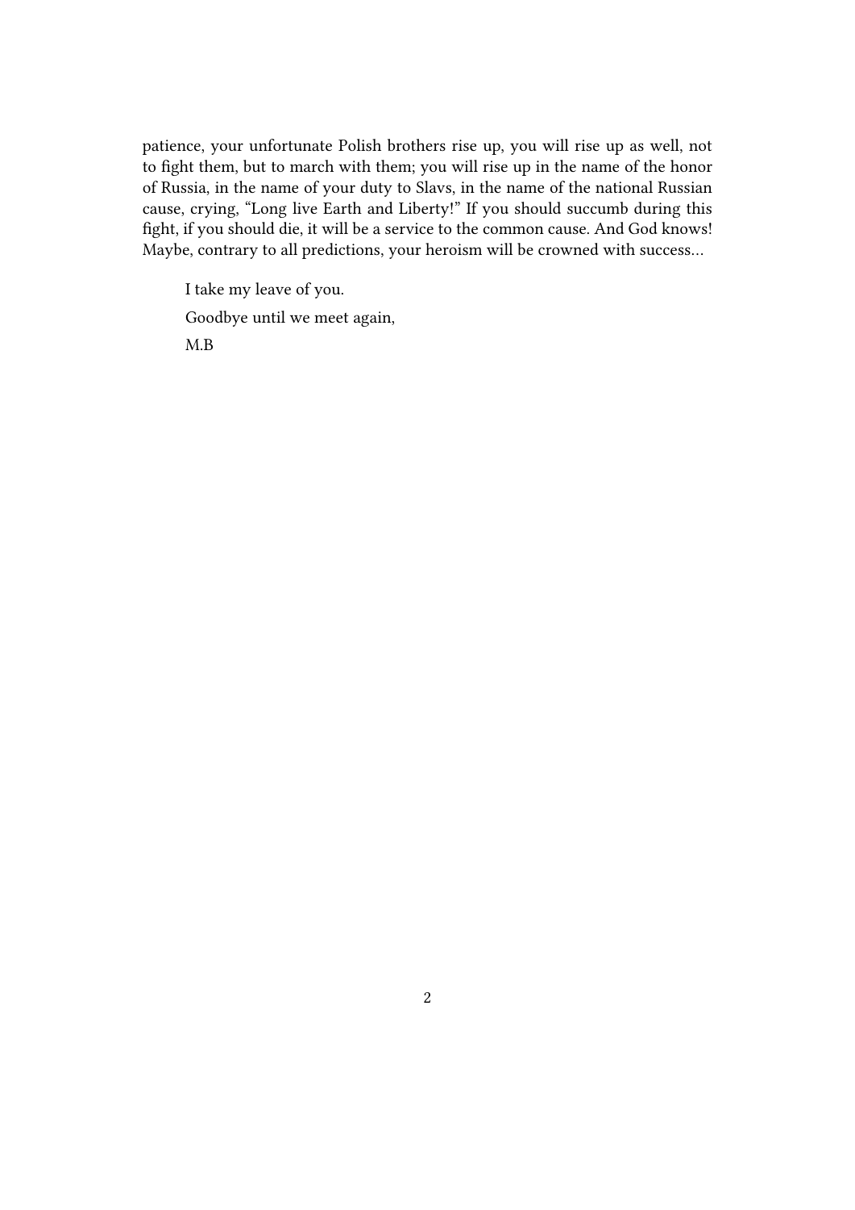patience, your unfortunate Polish brothers rise up, you will rise up as well, not to fight them, but to march with them; you will rise up in the name of the honor of Russia, in the name of your duty to Slavs, in the name of the national Russian cause, crying, "Long live Earth and Liberty!" If you should succumb during this fight, if you should die, it will be a service to the common cause. And God knows! Maybe, contrary to all predictions, your heroism will be crowned with success…

I take my leave of you.

Goodbye until we meet again,

M.B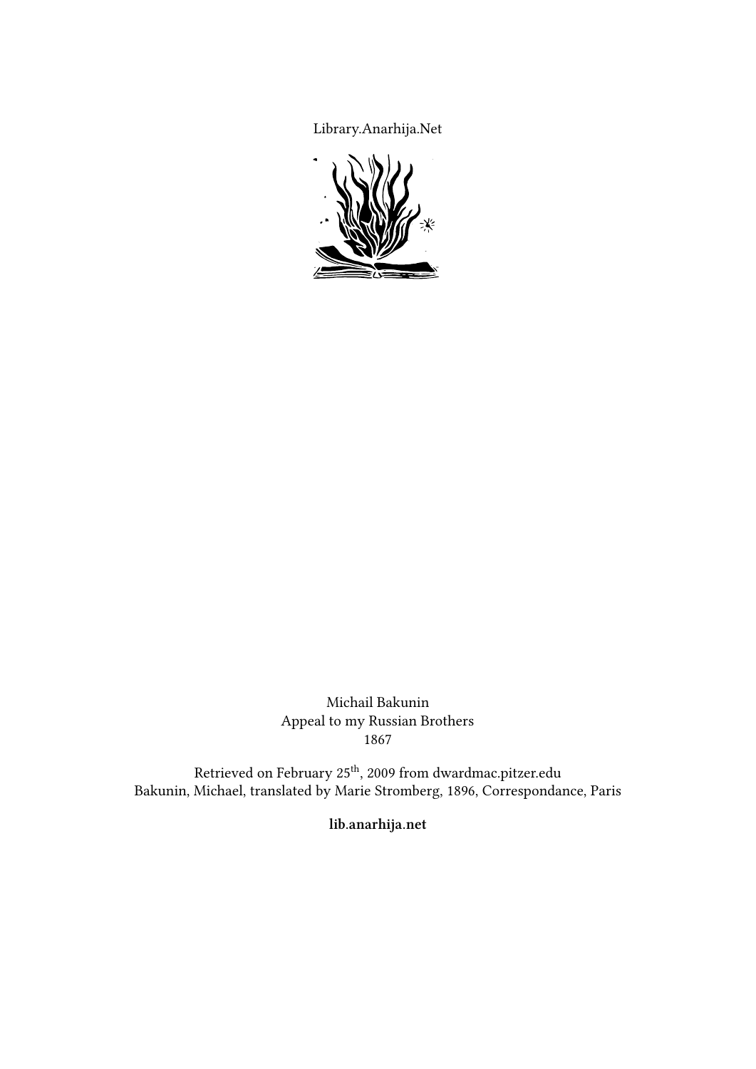Library.Anarhija.Net

Michail Bakunin
Appeal to my Russian Brothers
1867

Retrieved on February 25th, 2009 from dwardmac.pitzer.edu
Bakunin, Michael, translated by Marie Stromberg, 1896, Correspondance, Paris

**lib.anarhija.net**